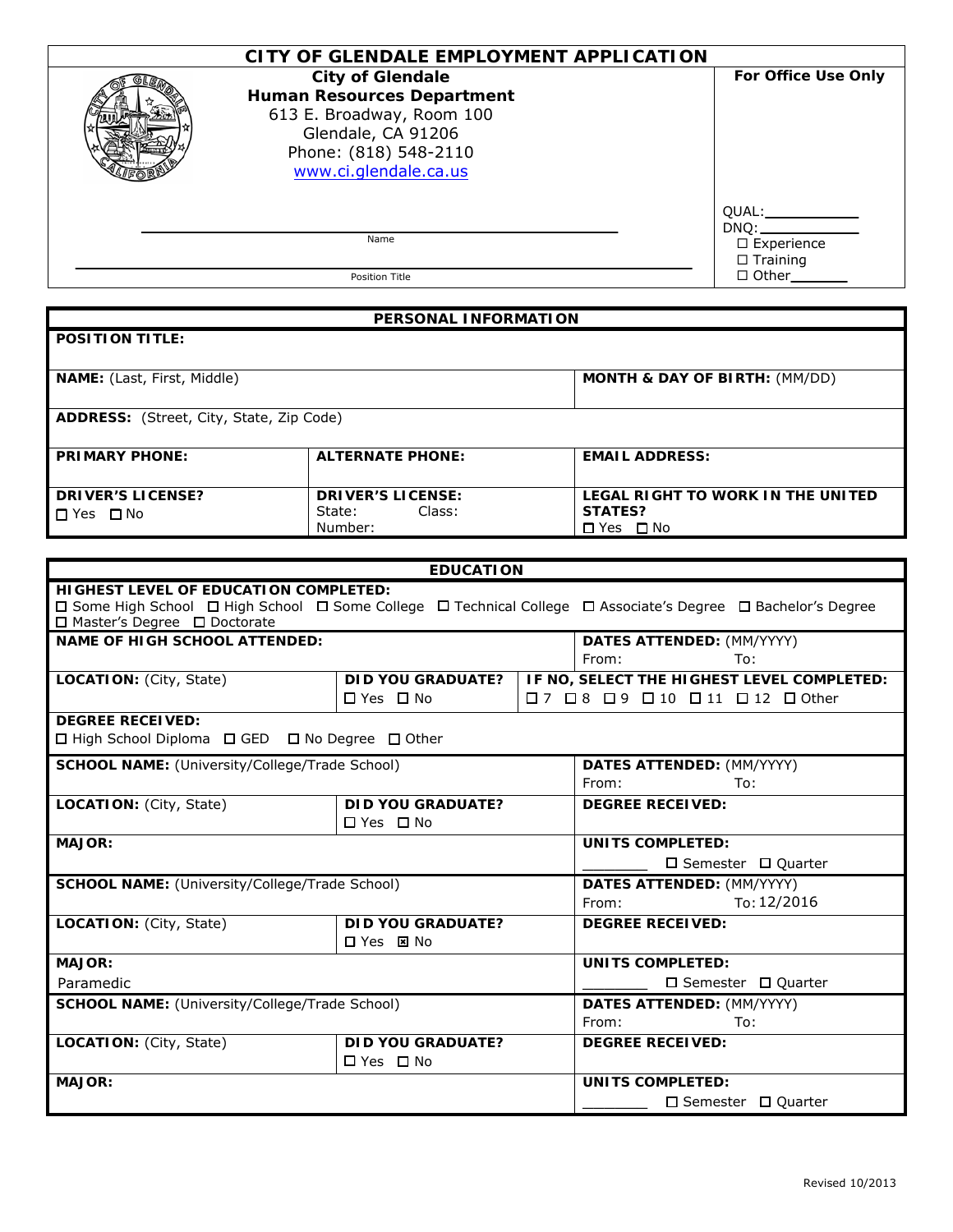# CITY OF GLENDALE EMPLOYMENT APPLICATION

**City of Glendale**
**Human Resources Department**
613 E. Broadway, Room 100
Glendale, CA 91206
Phone: (818) 548-2110
www.ci.glendale.ca.us

**For Office Use Only**

QUAL:___________
DNQ:___________
☐ Experience
☐ Training
☐ Other_______

_______________________________________________
Name

_______________________________________________
Position Title

## PERSONAL INFORMATION

| | | |
|---|---|---|
| **POSITION TITLE:** | | |
| **NAME:** (Last, First, Middle) | | **MONTH & DAY OF BIRTH:** (MM/DD) |
| **ADDRESS:** (Street, City, State, Zip Code) | | |
| **PRIMARY PHONE:** | **ALTERNATE PHONE:** | **EMAIL ADDRESS:** |
| **DRIVER'S LICENSE?** ☐ Yes ☐ No | **DRIVER'S LICENSE:** State: Class: Number: | **LEGAL RIGHT TO WORK IN THE UNITED STATES?** ☐ Yes ☐ No |

## EDUCATION

**HIGHEST LEVEL OF EDUCATION COMPLETED:**
☐ Some High School ☐ High School ☐ Some College ☐ Technical College ☐ Associate's Degree ☐ Bachelor's Degree ☐ Master's Degree ☐ Doctorate

| | | |
|---|---|---|
| **NAME OF HIGH SCHOOL ATTENDED:** | | **DATES ATTENDED:** (MM/YYYY) From: To: |
| **LOCATION:** (City, State) | **DID YOU GRADUATE?** ☐ Yes ☐ No | **IF NO, SELECT THE HIGHEST LEVEL COMPLETED:** ☐ 7 ☐ 8 ☐ 9 ☐ 10 ☐ 11 ☐ 12 ☐ Other |
| **DEGREE RECEIVED:** ☐ High School Diploma ☐ GED ☐ No Degree ☐ Other | | |

| | | |
|---|---|---|
| **SCHOOL NAME:** (University/College/Trade School) | | **DATES ATTENDED:** (MM/YYYY) From: To: |
| **LOCATION:** (City, State) | **DID YOU GRADUATE?** ☐ Yes ☐ No | **DEGREE RECEIVED:** |
| **MAJOR:** | | **UNITS COMPLETED:** _______ ☐ Semester ☐ Quarter |
| **SCHOOL NAME:** (University/College/Trade School) | | **DATES ATTENDED:** (MM/YYYY) From: To: 12/2016 |
| **LOCATION:** (City, State) | **DID YOU GRADUATE?** ☐ Yes ☒ No | **DEGREE RECEIVED:** |
| **MAJOR:** Paramedic | | **UNITS COMPLETED:** _______ ☐ Semester ☐ Quarter |
| **SCHOOL NAME:** (University/College/Trade School) | | **DATES ATTENDED:** (MM/YYYY) From: To: |
| **LOCATION:** (City, State) | **DID YOU GRADUATE?** ☐ Yes ☐ No | **DEGREE RECEIVED:** |
| **MAJOR:** | | **UNITS COMPLETED:** _______ ☐ Semester ☐ Quarter |

Revised 10/2013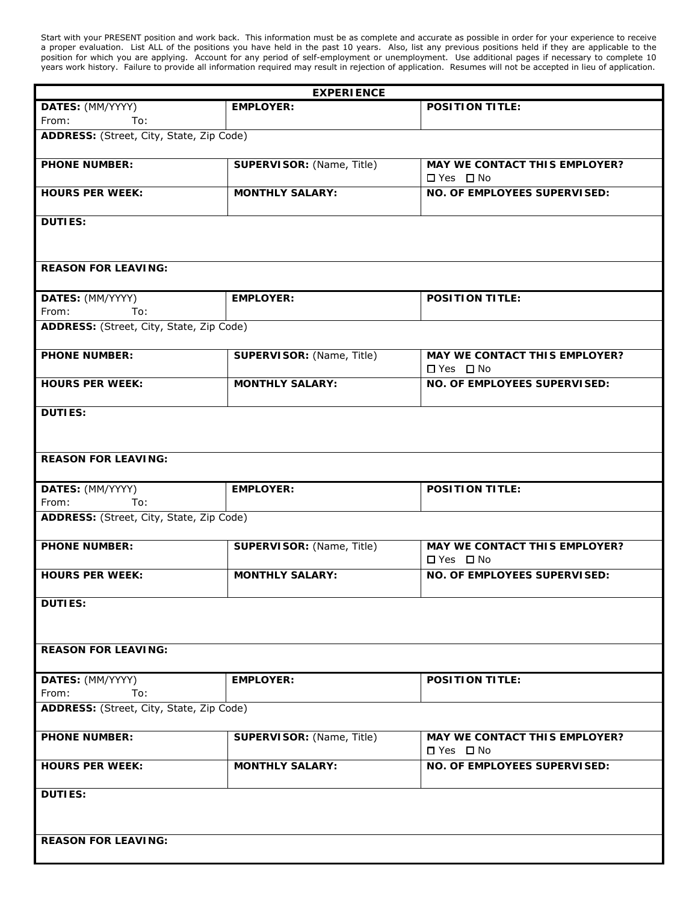Start with your PRESENT position and work back. This information must be as complete and accurate as possible in order for your experience to receive a proper evaluation. List ALL of the positions you have held in the past 10 years. Also, list any previous positions held if they are applicable to the position for which you are applying. Account for any period of self-employment or unemployment. Use additional pages if necessary to complete 10 years work history. Failure to provide all information required may result in rejection of application. Resumes will not be accepted in lieu of application.

## EXPERIENCE

| | | |
|---|---|---|
| **DATES:** (MM/YYYY)<br>From: To: | **EMPLOYER:** | **POSITION TITLE:** |
| **ADDRESS:** (Street, City, State, Zip Code) | | |
| **PHONE NUMBER:** | **SUPERVISOR:** (Name, Title) | **MAY WE CONTACT THIS EMPLOYER?**<br>☐ Yes ☐ No |
| **HOURS PER WEEK:** | **MONTHLY SALARY:** | **NO. OF EMPLOYEES SUPERVISED:** |
| **DUTIES:** | | |
| **REASON FOR LEAVING:** | | |

| | | |
|---|---|---|
| **DATES:** (MM/YYYY)<br>From: To: | **EMPLOYER:** | **POSITION TITLE:** |
| **ADDRESS:** (Street, City, State, Zip Code) | | |
| **PHONE NUMBER:** | **SUPERVISOR:** (Name, Title) | **MAY WE CONTACT THIS EMPLOYER?**<br>☐ Yes ☐ No |
| **HOURS PER WEEK:** | **MONTHLY SALARY:** | **NO. OF EMPLOYEES SUPERVISED:** |
| **DUTIES:** | | |
| **REASON FOR LEAVING:** | | |

| | | |
|---|---|---|
| **DATES:** (MM/YYYY)<br>From: To: | **EMPLOYER:** | **POSITION TITLE:** |
| **ADDRESS:** (Street, City, State, Zip Code) | | |
| **PHONE NUMBER:** | **SUPERVISOR:** (Name, Title) | **MAY WE CONTACT THIS EMPLOYER?**<br>☐ Yes ☐ No |
| **HOURS PER WEEK:** | **MONTHLY SALARY:** | **NO. OF EMPLOYEES SUPERVISED:** |
| **DUTIES:** | | |
| **REASON FOR LEAVING:** | | |

| | | |
|---|---|---|
| **DATES:** (MM/YYYY)<br>From: To: | **EMPLOYER:** | **POSITION TITLE:** |
| **ADDRESS:** (Street, City, State, Zip Code) | | |
| **PHONE NUMBER:** | **SUPERVISOR:** (Name, Title) | **MAY WE CONTACT THIS EMPLOYER?**<br>☐ Yes ☐ No |
| **HOURS PER WEEK:** | **MONTHLY SALARY:** | **NO. OF EMPLOYEES SUPERVISED:** |
| **DUTIES:** | | |
| **REASON FOR LEAVING:** | | |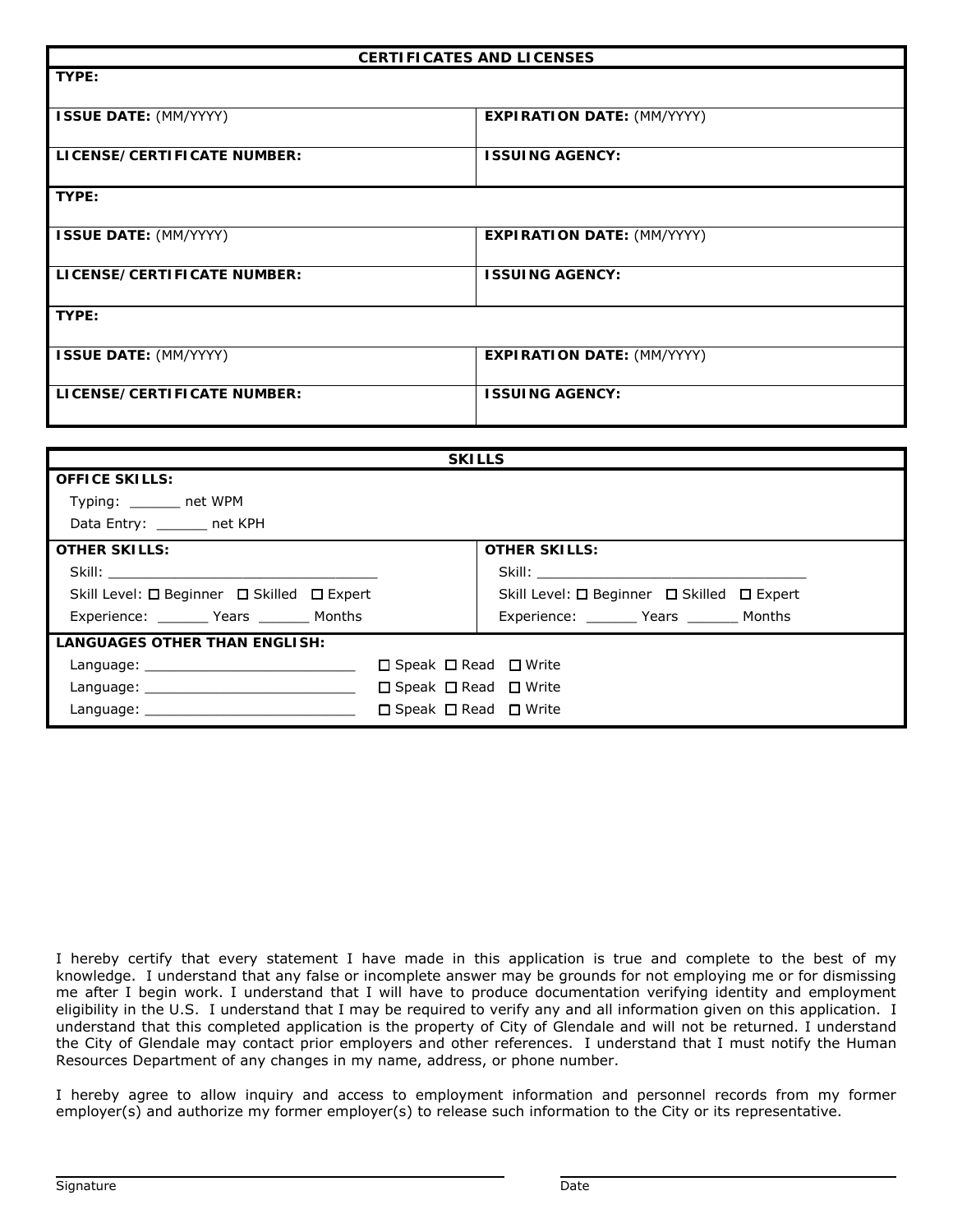## CERTIFICATES AND LICENSES

| **TYPE:** | |
|---|---|
| **ISSUE DATE:** (MM/YYYY) | **EXPIRATION DATE:** (MM/YYYY) |
| **LICENSE/CERTIFICATE NUMBER:** | **ISSUING AGENCY:** |
| **TYPE:** | |
| **ISSUE DATE:** (MM/YYYY) | **EXPIRATION DATE:** (MM/YYYY) |
| **LICENSE/CERTIFICATE NUMBER:** | **ISSUING AGENCY:** |
| **TYPE:** | |
| **ISSUE DATE:** (MM/YYYY) | **EXPIRATION DATE:** (MM/YYYY) |
| **LICENSE/CERTIFICATE NUMBER:** | **ISSUING AGENCY:** |

## SKILLS

**OFFICE SKILLS:**

Typing: ______ net WPM

Data Entry: ______ net KPH

| **OTHER SKILLS:** | **OTHER SKILLS:** |
|---|---|
| Skill: ________________________________ | Skill: ________________________________ |
| Skill Level: ☐ Beginner ☐ Skilled ☐ Expert | Skill Level: ☐ Beginner ☐ Skilled ☐ Expert |
| Experience: ______ Years ______ Months | Experience: ______ Years ______ Months |

**LANGUAGES OTHER THAN ENGLISH:**

Language: _________________________ ☐ Speak ☐ Read ☐ Write

Language: _________________________ ☐ Speak ☐ Read ☐ Write

Language: _________________________ ☐ Speak ☐ Read ☐ Write

I hereby certify that every statement I have made in this application is true and complete to the best of my knowledge. I understand that any false or incomplete answer may be grounds for not employing me or for dismissing me after I begin work. I understand that I will have to produce documentation verifying identity and employment eligibility in the U.S. I understand that I may be required to verify any and all information given on this application. I understand that this completed application is the property of City of Glendale and will not be returned. I understand the City of Glendale may contact prior employers and other references. I understand that I must notify the Human Resources Department of any changes in my name, address, or phone number.

I hereby agree to allow inquiry and access to employment information and personnel records from my former employer(s) and authorize my former employer(s) to release such information to the City or its representative.

______________________________________ ______________________________________

Signature Date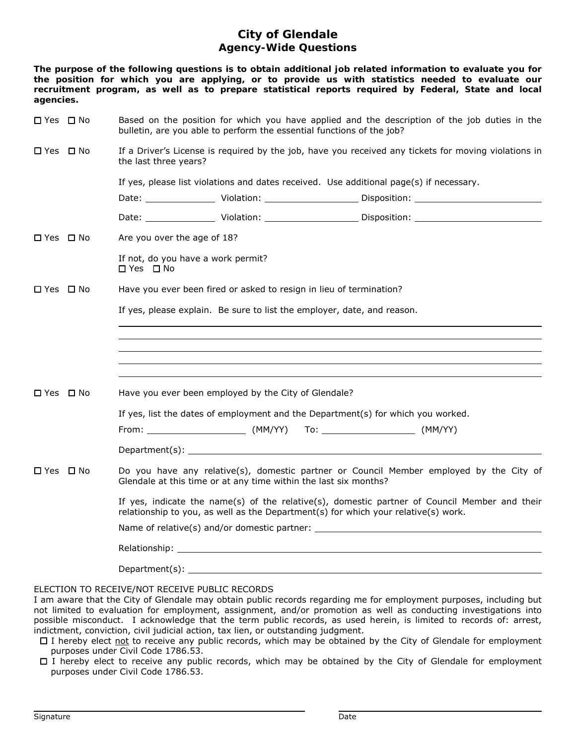# City of Glendale
## Agency-Wide Questions

**The purpose of the following questions is to obtain additional job related information to evaluate you for the position for which you are applying, or to provide us with statistics needed to evaluate our recruitment program, as well as to prepare statistical reports required by Federal, State and local agencies.**

☐ Yes ☐ No — Based on the position for which you have applied and the description of the job duties in the bulletin, are you able to perform the essential functions of the job?

☐ Yes ☐ No — If a Driver's License is required by the job, have you received any tickets for moving violations in the last three years?

If yes, please list violations and dates received. Use additional page(s) if necessary.

Date: ____________ Violation: ________________ Disposition: ______________________

Date: ____________ Violation: ________________ Disposition: ______________________

☐ Yes ☐ No — Are you over the age of 18?

If not, do you have a work permit?
☐ Yes ☐ No

☐ Yes ☐ No — Have you ever been fired or asked to resign in lieu of termination?

If yes, please explain. Be sure to list the employer, date, and reason.

________________________________________________________________________

________________________________________________________________________

________________________________________________________________________

________________________________________________________________________

☐ Yes ☐ No — Have you ever been employed by the City of Glendale?

If yes, list the dates of employment and the Department(s) for which you worked.

From: _________________ (MM/YY) To: ________________ (MM/YY)

Department(s): ______________________________________________________________

☐ Yes ☐ No — Do you have any relative(s), domestic partner or Council Member employed by the City of Glendale at this time or at any time within the last six months?

If yes, indicate the name(s) of the relative(s), domestic partner of Council Member and their relationship to you, as well as the Department(s) for which your relative(s) work.

Name of relative(s) and/or domestic partner: ______________________________________

Relationship: _______________________________________________________________

Department(s): ______________________________________________________________

ELECTION TO RECEIVE/NOT RECEIVE PUBLIC RECORDS
I am aware that the City of Glendale may obtain public records regarding me for employment purposes, including but not limited to evaluation for employment, assignment, and/or promotion as well as conducting investigations into possible misconduct. I acknowledge that the term public records, as used herein, is limited to records of: arrest, indictment, conviction, civil judicial action, tax lien, or outstanding judgment.

☐ I hereby elect not to receive any public records, which may be obtained by the City of Glendale for employment purposes under Civil Code 1786.53.

☐ I hereby elect to receive any public records, which may be obtained by the City of Glendale for employment purposes under Civil Code 1786.53.

______________________________________ ______________________________
Signature Date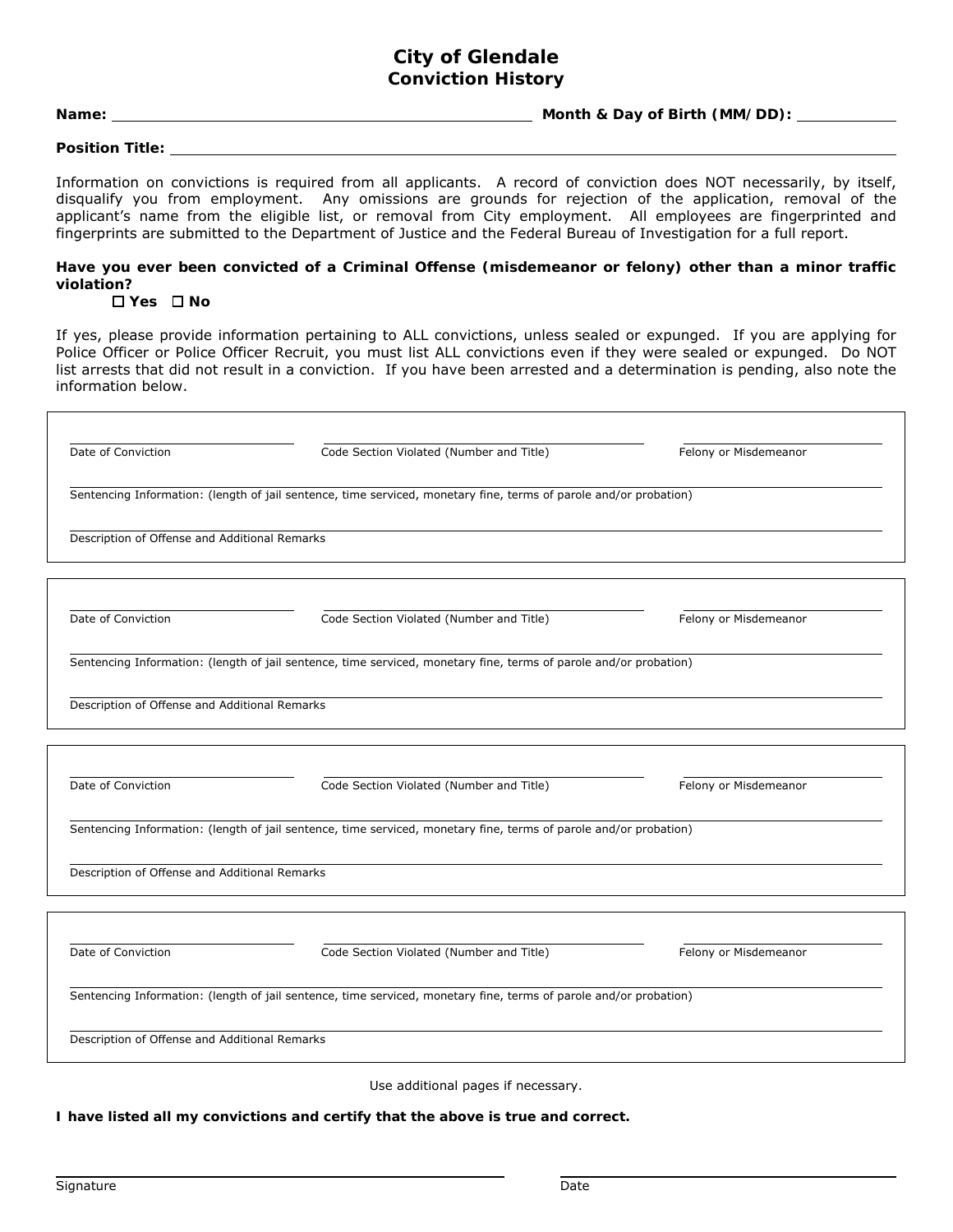# City of Glendale
## Conviction History

**Name:** ____________________ **Month & Day of Birth (MM/DD):** ____________

**Position Title:** ____________________

Information on convictions is required from all applicants. A record of conviction does NOT necessarily, by itself, disqualify you from employment. Any omissions are grounds for rejection of the application, removal of the applicant's name from the eligible list, or removal from City employment. All employees are fingerprinted and fingerprints are submitted to the Department of Justice and the Federal Bureau of Investigation for a full report.

**Have you ever been convicted of a Criminal Offense (misdemeanor or felony) other than a minor traffic violation?**

☐ **Yes** ☐ **No**

If yes, please provide information pertaining to ALL convictions, unless sealed or expunged. If you are applying for Police Officer or Police Officer Recruit, you must list ALL convictions even if they were sealed or expunged. Do NOT list arrests that did not result in a conviction. If you have been arrested and a determination is pending, also note the information below.

| Date of Conviction | Code Section Violated (Number and Title) | Felony or Misdemeanor |
|---|---|---|
| | | |

Sentencing Information: (length of jail sentence, time serviced, monetary fine, terms of parole and/or probation)

Description of Offense and Additional Remarks

---

| Date of Conviction | Code Section Violated (Number and Title) | Felony or Misdemeanor |
|---|---|---|
| | | |

Sentencing Information: (length of jail sentence, time serviced, monetary fine, terms of parole and/or probation)

Description of Offense and Additional Remarks

---

| Date of Conviction | Code Section Violated (Number and Title) | Felony or Misdemeanor |
|---|---|---|
| | | |

Sentencing Information: (length of jail sentence, time serviced, monetary fine, terms of parole and/or probation)

Description of Offense and Additional Remarks

---

| Date of Conviction | Code Section Violated (Number and Title) | Felony or Misdemeanor |
|---|---|---|
| | | |

Sentencing Information: (length of jail sentence, time serviced, monetary fine, terms of parole and/or probation)

Description of Offense and Additional Remarks

---

Use additional pages if necessary.

**I have listed all my convictions and certify that the above is true and correct.**

Signature ____________________ Date ____________________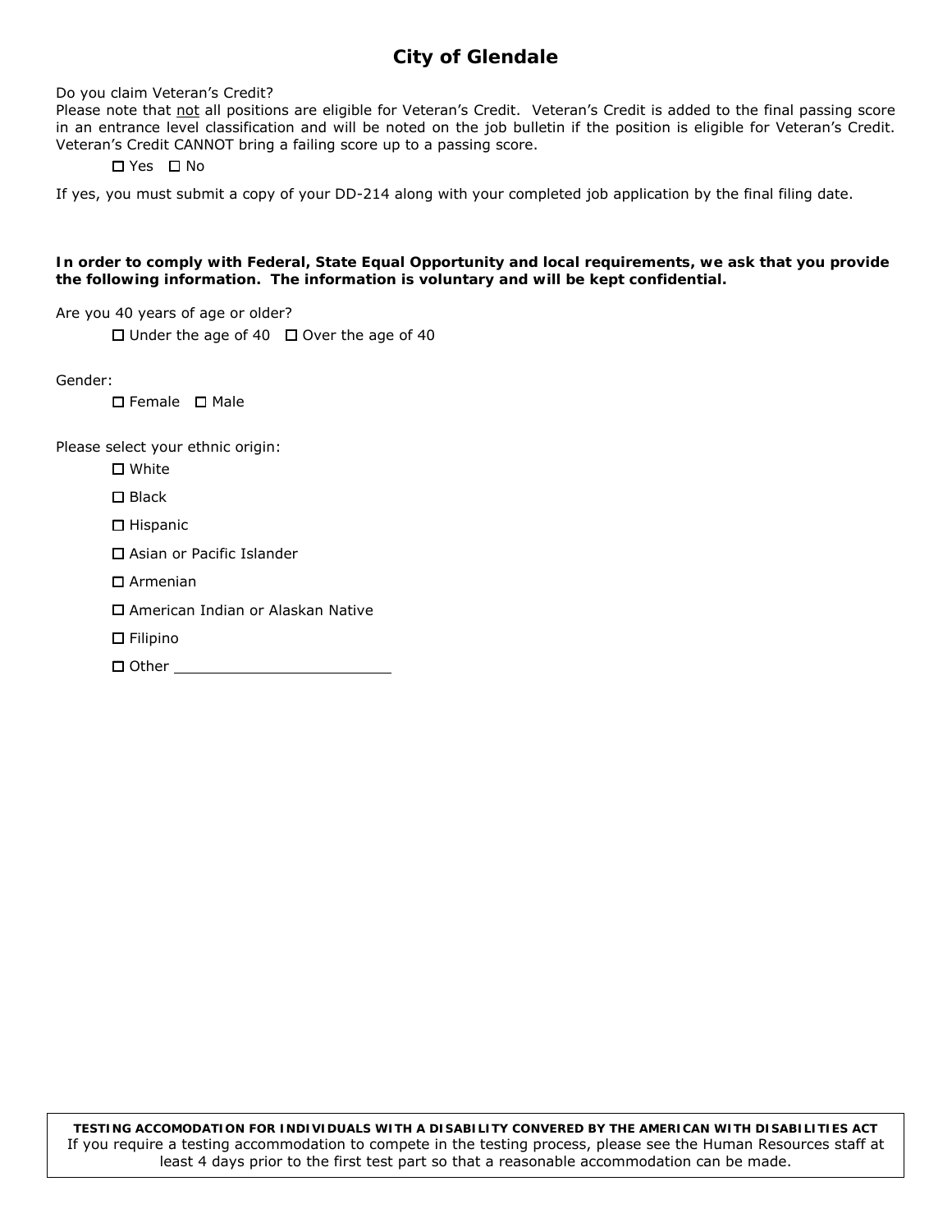# City of Glendale

Do you claim Veteran's Credit?

Please note that not all positions are eligible for Veteran's Credit. Veteran's Credit is added to the final passing score in an entrance level classification and will be noted on the job bulletin if the position is eligible for Veteran's Credit. Veteran's Credit CANNOT bring a failing score up to a passing score.

☐ Yes ☐ No

If yes, you must submit a copy of your DD-214 along with your completed job application by the final filing date.

**In order to comply with Federal, State Equal Opportunity and local requirements, we ask that you provide the following information. The information is voluntary and will be kept confidential.**

Are you 40 years of age or older?

☐ Under the age of 40 ☐ Over the age of 40

Gender:

☐ Female ☐ Male

Please select your ethnic origin:

☐ White

☐ Black

☐ Hispanic

☐ Asian or Pacific Islander

☐ Armenian

☐ American Indian or Alaskan Native

☐ Filipino

☐ Other ____________________

**TESTING ACCOMODATION FOR INDIVIDUALS WITH A DISABILITY CONVERED BY THE AMERICAN WITH DISABILITIES ACT**

If you require a testing accommodation to compete in the testing process, please see the Human Resources staff at least 4 days prior to the first test part so that a reasonable accommodation can be made.